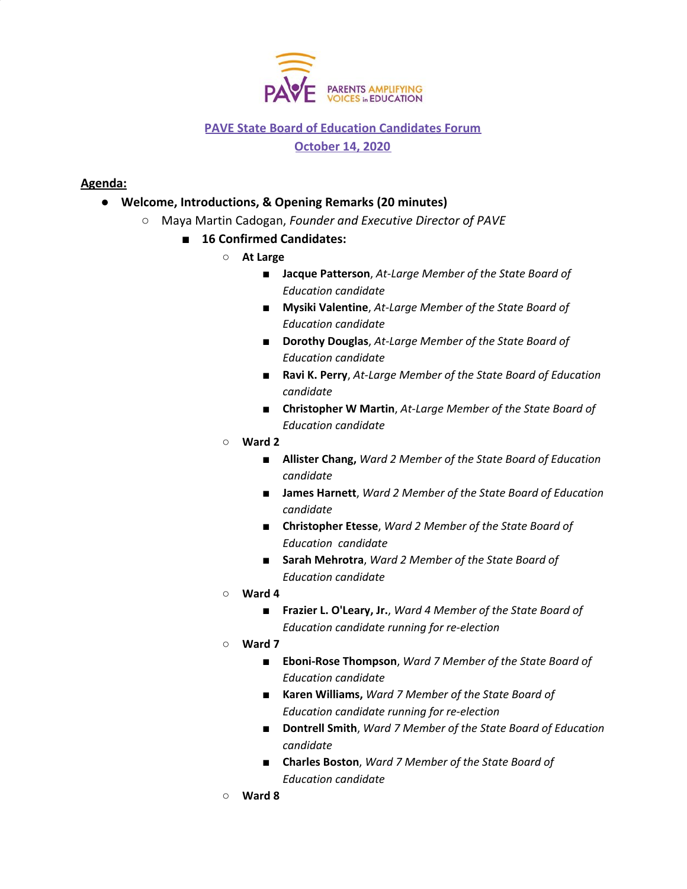PAVE PARENTS AMPLIFYING VOICES in EDUCATION

**PAVE State Board of Education Candidates Forum**
**October 14, 2020**

**Agenda:**

- **Welcome, Introductions, & Opening Remarks (20 minutes)**
  - Maya Martin Cadogan, *Founder and Executive Director of PAVE*
    - **16 Confirmed Candidates:**
      - **At Large**
        - **Jacque Patterson**, *At-Large Member of the State Board of Education candidate*
        - **Mysiki Valentine**, *At-Large Member of the State Board of Education candidate*
        - **Dorothy Douglas**, *At-Large Member of the State Board of Education candidate*
        - **Ravi K. Perry**, *At-Large Member of the State Board of Education candidate*
        - **Christopher W Martin**, *At-Large Member of the State Board of Education candidate*
      - **Ward 2**
        - **Allister Chang,** *Ward 2 Member of the State Board of Education candidate*
        - **James Harnett**, *Ward 2 Member of the State Board of Education candidate*
        - **Christopher Etesse**, *Ward 2 Member of the State Board of Education candidate*
        - **Sarah Mehrotra**, *Ward 2 Member of the State Board of Education candidate*
      - **Ward 4**
        - **Frazier L. O'Leary, Jr.**, *Ward 4 Member of the State Board of Education candidate running for re-election*
      - **Ward 7**
        - **Eboni-Rose Thompson**, *Ward 7 Member of the State Board of Education candidate*
        - **Karen Williams,** *Ward 7 Member of the State Board of Education candidate running for re-election*
        - **Dontrell Smith**, *Ward 7 Member of the State Board of Education candidate*
        - **Charles Boston**, *Ward 7 Member of the State Board of Education candidate*
      - **Ward 8**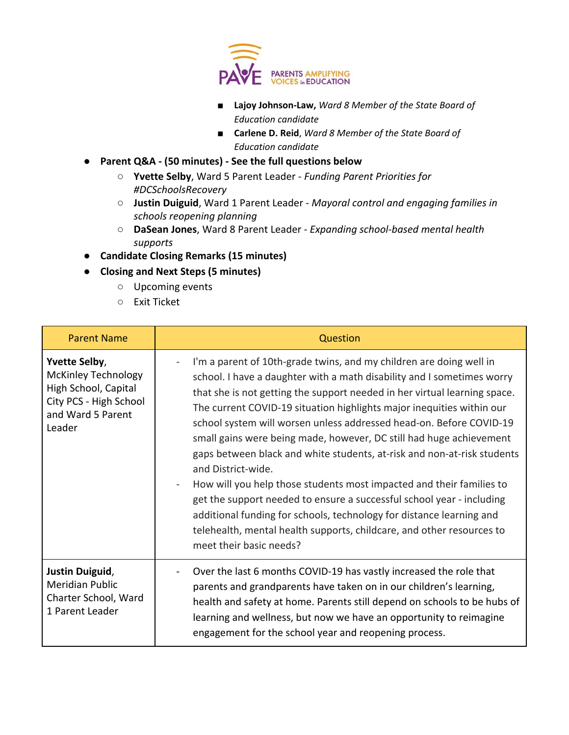PAVE PARENTS AMPLIFYING VOICES in EDUCATION

        - **Lajoy Johnson-Law,** *Ward 8 Member of the State Board of Education candidate*
        - **Carlene D. Reid**, *Ward 8 Member of the State Board of Education candidate*

- **Parent Q&A - (50 minutes) - See the full questions below**
    - **Yvette Selby**, Ward 5 Parent Leader - *Funding Parent Priorities for #DCSchoolsRecovery*
    - **Justin Duiguid**, Ward 1 Parent Leader - *Mayoral control and engaging families in schools reopening planning*
    - **DaSean Jones**, Ward 8 Parent Leader - *Expanding school-based mental health supports*
- **Candidate Closing Remarks (15 minutes)**
- **Closing and Next Steps (5 minutes)**
    - Upcoming events
    - Exit Ticket

| Parent Name | Question |
|---|---|
| **Yvette Selby**, McKinley Technology High School, Capital City PCS - High School and Ward 5 Parent Leader | - I'm a parent of 10th-grade twins, and my children are doing well in school. I have a daughter with a math disability and I sometimes worry that she is not getting the support needed in her virtual learning space. The current COVID-19 situation highlights major inequities within our school system will worsen unless addressed head-on. Before COVID-19 small gains were being made, however, DC still had huge achievement gaps between black and white students, at-risk and non-at-risk students and District-wide.<br>- How will you help those students most impacted and their families to get the support needed to ensure a successful school year - including additional funding for schools, technology for distance learning and telehealth, mental health supports, childcare, and other resources to meet their basic needs? |
| **Justin Duiguid**, Meridian Public Charter School, Ward 1 Parent Leader | - Over the last 6 months COVID-19 has vastly increased the role that parents and grandparents have taken on in our children's learning, health and safety at home. Parents still depend on schools to be hubs of learning and wellness, but now we have an opportunity to reimagine engagement for the school year and reopening process. |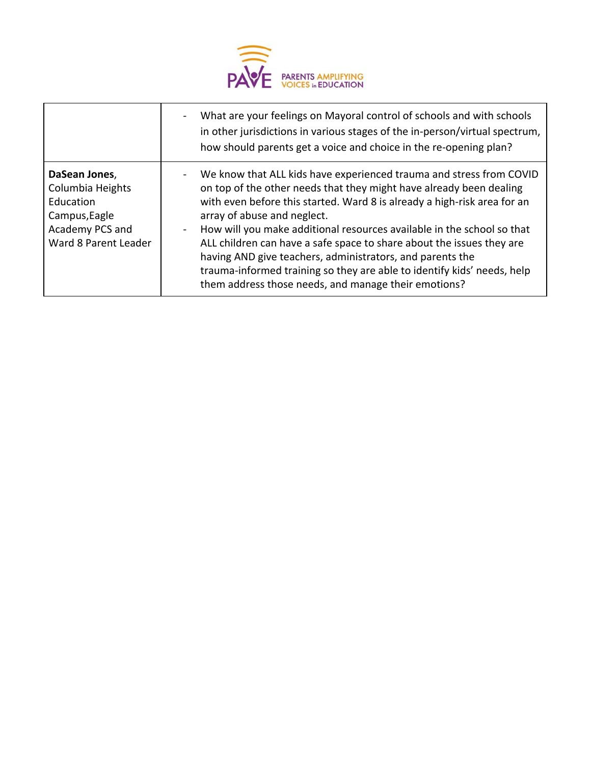| | |
|---|---|
| | - What are your feelings on Mayoral control of schools and with schools in other jurisdictions in various stages of the in-person/virtual spectrum, how should parents get a voice and choice in the re-opening plan? |
| **DaSean Jones**, Columbia Heights Education Campus,Eagle Academy PCS and Ward 8 Parent Leader | - We know that ALL kids have experienced trauma and stress from COVID on top of the other needs that they might have already been dealing with even before this started. Ward 8 is already a high-risk area for an array of abuse and neglect.<br>- How will you make additional resources available in the school so that ALL children can have a safe space to share about the issues they are having AND give teachers, administrators, and parents the trauma-informed training so they are able to identify kids' needs, help them address those needs, and manage their emotions? |